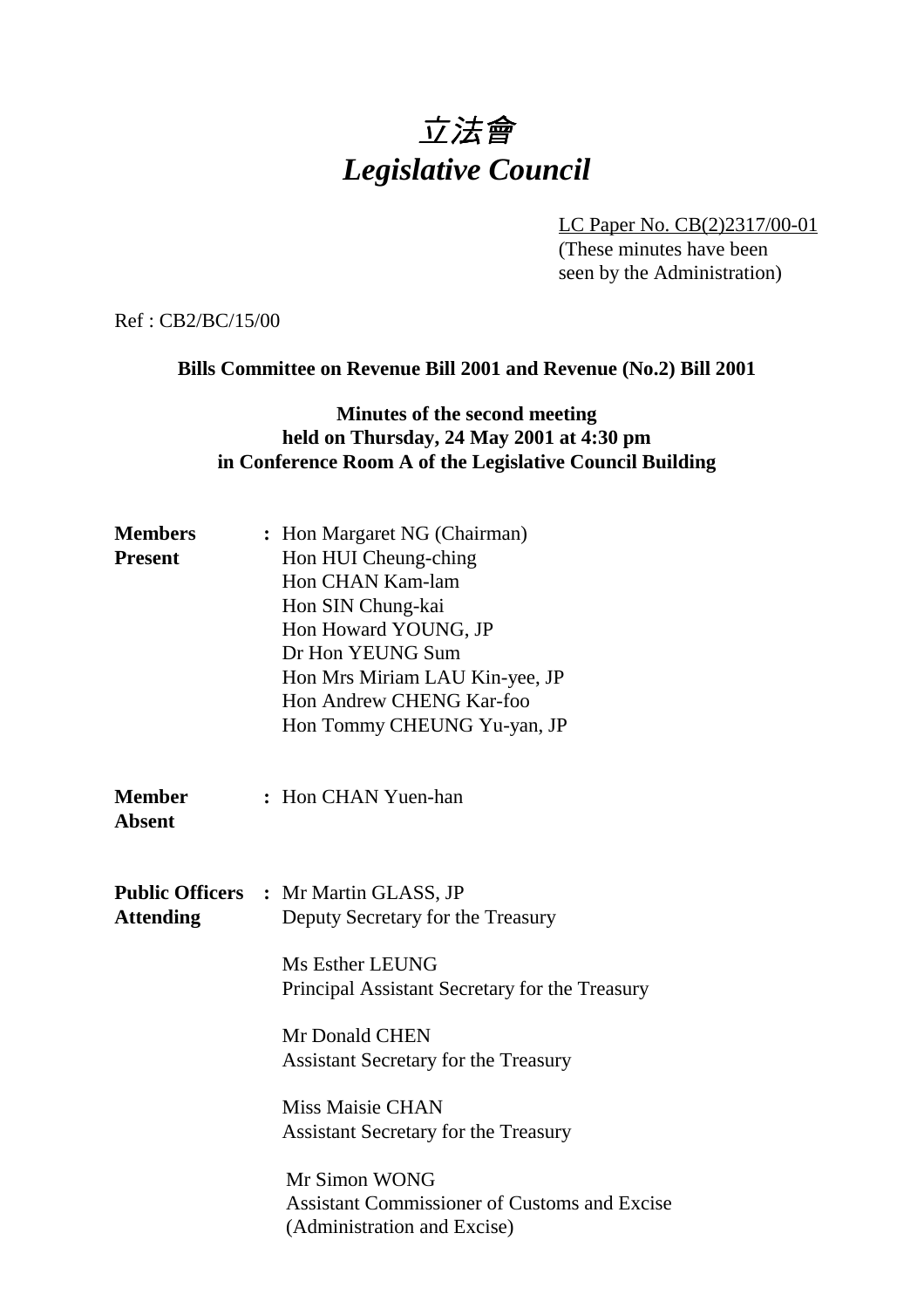# *立法會*
# *Legislative Council*

LC Paper No. CB(2)2317/00-01
(These minutes have been seen by the Administration)

Ref : CB2/BC/15/00

**Bills Committee on Revenue Bill 2001 and Revenue (No.2) Bill 2001**

**Minutes of the second meeting held on Thursday, 24 May 2001 at 4:30 pm in Conference Room A of the Legislative Council Building**

**Members Present** : Hon Margaret NG (Chairman)
Hon HUI Cheung-ching
Hon CHAN Kam-lam
Hon SIN Chung-kai
Hon Howard YOUNG, JP
Dr Hon YEUNG Sum
Hon Mrs Miriam LAU Kin-yee, JP
Hon Andrew CHENG Kar-foo
Hon Tommy CHEUNG Yu-yan, JP

**Member Absent** : Hon CHAN Yuen-han

**Public Officers Attending** : Mr Martin GLASS, JP
Deputy Secretary for the Treasury

Ms Esther LEUNG
Principal Assistant Secretary for the Treasury

Mr Donald CHEN
Assistant Secretary for the Treasury

Miss Maisie CHAN
Assistant Secretary for the Treasury

Mr Simon WONG
Assistant Commissioner of Customs and Excise (Administration and Excise)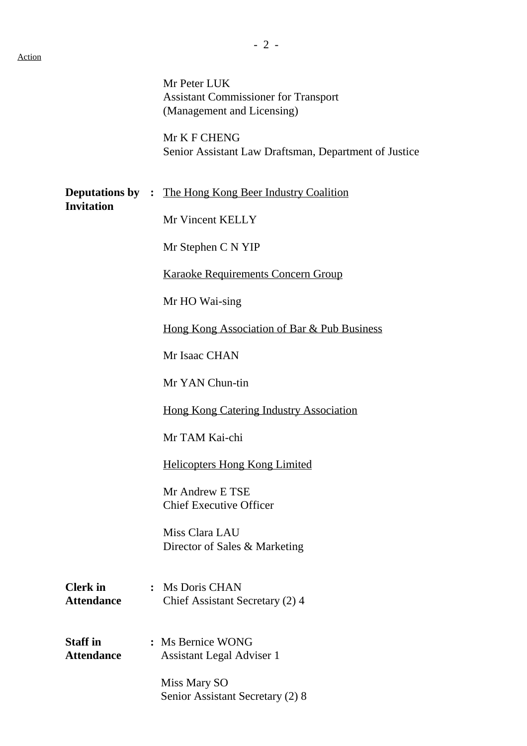Action

Mr Peter LUK
Assistant Commissioner for Transport
(Management and Licensing)

Mr K F CHENG
Senior Assistant Law Draftsman, Department of Justice

**Deputations by Invitation** :

The Hong Kong Beer Industry Coalition

Mr Vincent KELLY

Mr Stephen C N YIP

Karaoke Requirements Concern Group

Mr HO Wai-sing

Hong Kong Association of Bar & Pub Business

Mr Isaac CHAN

Mr YAN Chun-tin

Hong Kong Catering Industry Association

Mr TAM Kai-chi

Helicopters Hong Kong Limited

Mr Andrew E TSE
Chief Executive Officer

Miss Clara LAU
Director of Sales & Marketing

**Clerk in Attendance** : Ms Doris CHAN
Chief Assistant Secretary (2) 4

**Staff in Attendance** : Ms Bernice WONG
Assistant Legal Adviser 1

Miss Mary SO
Senior Assistant Secretary (2) 8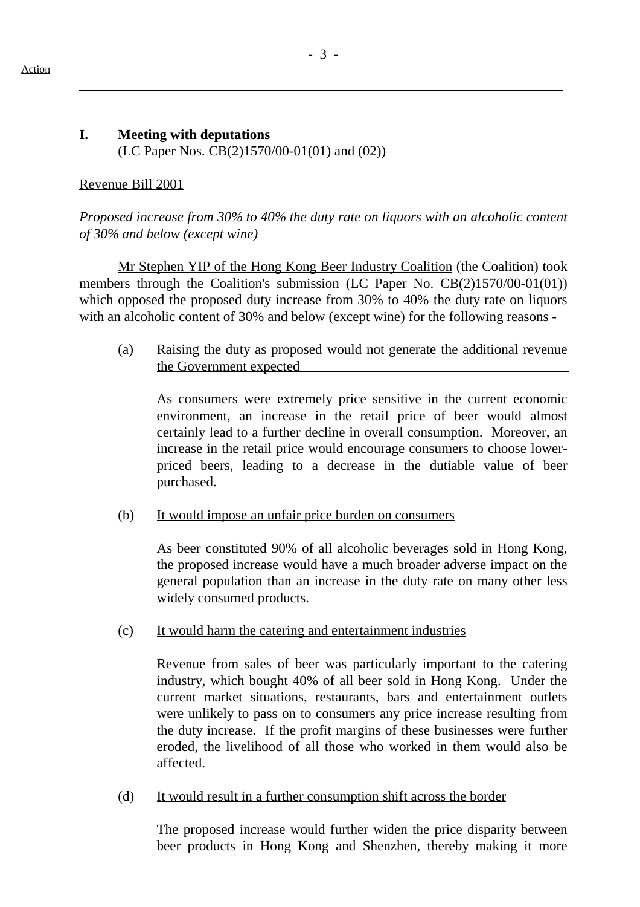**I. Meeting with deputations**
(LC Paper Nos. CB(2)1570/00-01(01) and (02))

Revenue Bill 2001

*Proposed increase from 30% to 40% the duty rate on liquors with an alcoholic content of 30% and below (except wine)*

Mr Stephen YIP of the Hong Kong Beer Industry Coalition (the Coalition) took members through the Coalition's submission (LC Paper No. CB(2)1570/00-01(01)) which opposed the proposed duty increase from 30% to 40% the duty rate on liquors with an alcoholic content of 30% and below (except wine) for the following reasons -

(a) Raising the duty as proposed would not generate the additional revenue the Government expected

As consumers were extremely price sensitive in the current economic environment, an increase in the retail price of beer would almost certainly lead to a further decline in overall consumption. Moreover, an increase in the retail price would encourage consumers to choose lower-priced beers, leading to a decrease in the dutiable value of beer purchased.

(b) It would impose an unfair price burden on consumers

As beer constituted 90% of all alcoholic beverages sold in Hong Kong, the proposed increase would have a much broader adverse impact on the general population than an increase in the duty rate on many other less widely consumed products.

(c) It would harm the catering and entertainment industries

Revenue from sales of beer was particularly important to the catering industry, which bought 40% of all beer sold in Hong Kong. Under the current market situations, restaurants, bars and entertainment outlets were unlikely to pass on to consumers any price increase resulting from the duty increase. If the profit margins of these businesses were further eroded, the livelihood of all those who worked in them would also be affected.

(d) It would result in a further consumption shift across the border

The proposed increase would further widen the price disparity between beer products in Hong Kong and Shenzhen, thereby making it more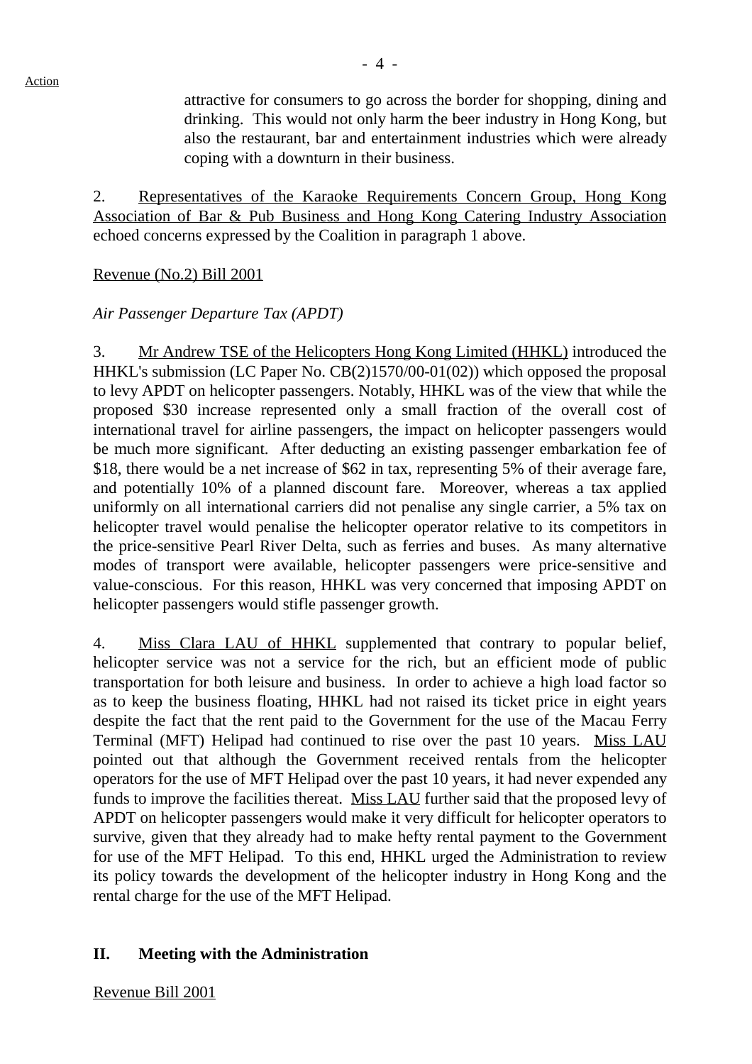Action

attractive for consumers to go across the border for shopping, dining and drinking. This would not only harm the beer industry in Hong Kong, but also the restaurant, bar and entertainment industries which were already coping with a downturn in their business.

2. Representatives of the Karaoke Requirements Concern Group, Hong Kong Association of Bar & Pub Business and Hong Kong Catering Industry Association echoed concerns expressed by the Coalition in paragraph 1 above.

Revenue (No.2) Bill 2001

*Air Passenger Departure Tax (APDT)*

3. Mr Andrew TSE of the Helicopters Hong Kong Limited (HHKL) introduced the HHKL's submission (LC Paper No. CB(2)1570/00-01(02)) which opposed the proposal to levy APDT on helicopter passengers. Notably, HHKL was of the view that while the proposed $30 increase represented only a small fraction of the overall cost of international travel for airline passengers, the impact on helicopter passengers would be much more significant. After deducting an existing passenger embarkation fee of $18, there would be a net increase of $62 in tax, representing 5% of their average fare, and potentially 10% of a planned discount fare. Moreover, whereas a tax applied uniformly on all international carriers did not penalise any single carrier, a 5% tax on helicopter travel would penalise the helicopter operator relative to its competitors in the price-sensitive Pearl River Delta, such as ferries and buses. As many alternative modes of transport were available, helicopter passengers were price-sensitive and value-conscious. For this reason, HHKL was very concerned that imposing APDT on helicopter passengers would stifle passenger growth.

4. Miss Clara LAU of HHKL supplemented that contrary to popular belief, helicopter service was not a service for the rich, but an efficient mode of public transportation for both leisure and business. In order to achieve a high load factor so as to keep the business floating, HHKL had not raised its ticket price in eight years despite the fact that the rent paid to the Government for the use of the Macau Ferry Terminal (MFT) Helipad had continued to rise over the past 10 years. Miss LAU pointed out that although the Government received rentals from the helicopter operators for the use of MFT Helipad over the past 10 years, it had never expended any funds to improve the facilities thereat. Miss LAU further said that the proposed levy of APDT on helicopter passengers would make it very difficult for helicopter operators to survive, given that they already had to make hefty rental payment to the Government for use of the MFT Helipad. To this end, HHKL urged the Administration to review its policy towards the development of the helicopter industry in Hong Kong and the rental charge for the use of the MFT Helipad.

## II. Meeting with the Administration

Revenue Bill 2001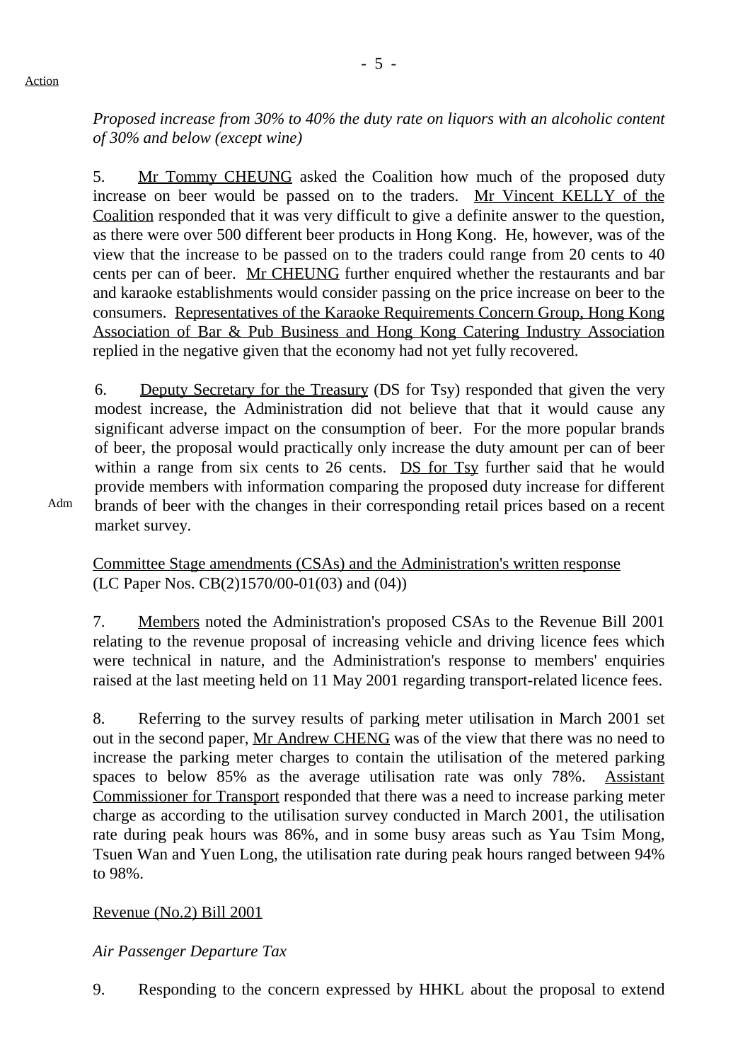Action

*Proposed increase from 30% to 40% the duty rate on liquors with an alcoholic content of 30% and below (except wine)*

5. Mr Tommy CHEUNG asked the Coalition how much of the proposed duty increase on beer would be passed on to the traders. Mr Vincent KELLY of the Coalition responded that it was very difficult to give a definite answer to the question, as there were over 500 different beer products in Hong Kong. He, however, was of the view that the increase to be passed on to the traders could range from 20 cents to 40 cents per can of beer. Mr CHEUNG further enquired whether the restaurants and bar and karaoke establishments would consider passing on the price increase on beer to the consumers. Representatives of the Karaoke Requirements Concern Group, Hong Kong Association of Bar & Pub Business and Hong Kong Catering Industry Association replied in the negative given that the economy had not yet fully recovered.

6. Deputy Secretary for the Treasury (DS for Tsy) responded that given the very modest increase, the Administration did not believe that that it would cause any significant adverse impact on the consumption of beer. For the more popular brands of beer, the proposal would practically only increase the duty amount per can of beer within a range from six cents to 26 cents. DS for Tsy further said that he would provide members with information comparing the proposed duty increase for different brands of beer with the changes in their corresponding retail prices based on a recent market survey.

Adm

Committee Stage amendments (CSAs) and the Administration's written response
(LC Paper Nos. CB(2)1570/00-01(03) and (04))

7. Members noted the Administration's proposed CSAs to the Revenue Bill 2001 relating to the revenue proposal of increasing vehicle and driving licence fees which were technical in nature, and the Administration's response to members' enquiries raised at the last meeting held on 11 May 2001 regarding transport-related licence fees.

8. Referring to the survey results of parking meter utilisation in March 2001 set out in the second paper, Mr Andrew CHENG was of the view that there was no need to increase the parking meter charges to contain the utilisation of the metered parking spaces to below 85% as the average utilisation rate was only 78%. Assistant Commissioner for Transport responded that there was a need to increase parking meter charge as according to the utilisation survey conducted in March 2001, the utilisation rate during peak hours was 86%, and in some busy areas such as Yau Tsim Mong, Tsuen Wan and Yuen Long, the utilisation rate during peak hours ranged between 94% to 98%.

Revenue (No.2) Bill 2001

*Air Passenger Departure Tax*

9. Responding to the concern expressed by HHKL about the proposal to extend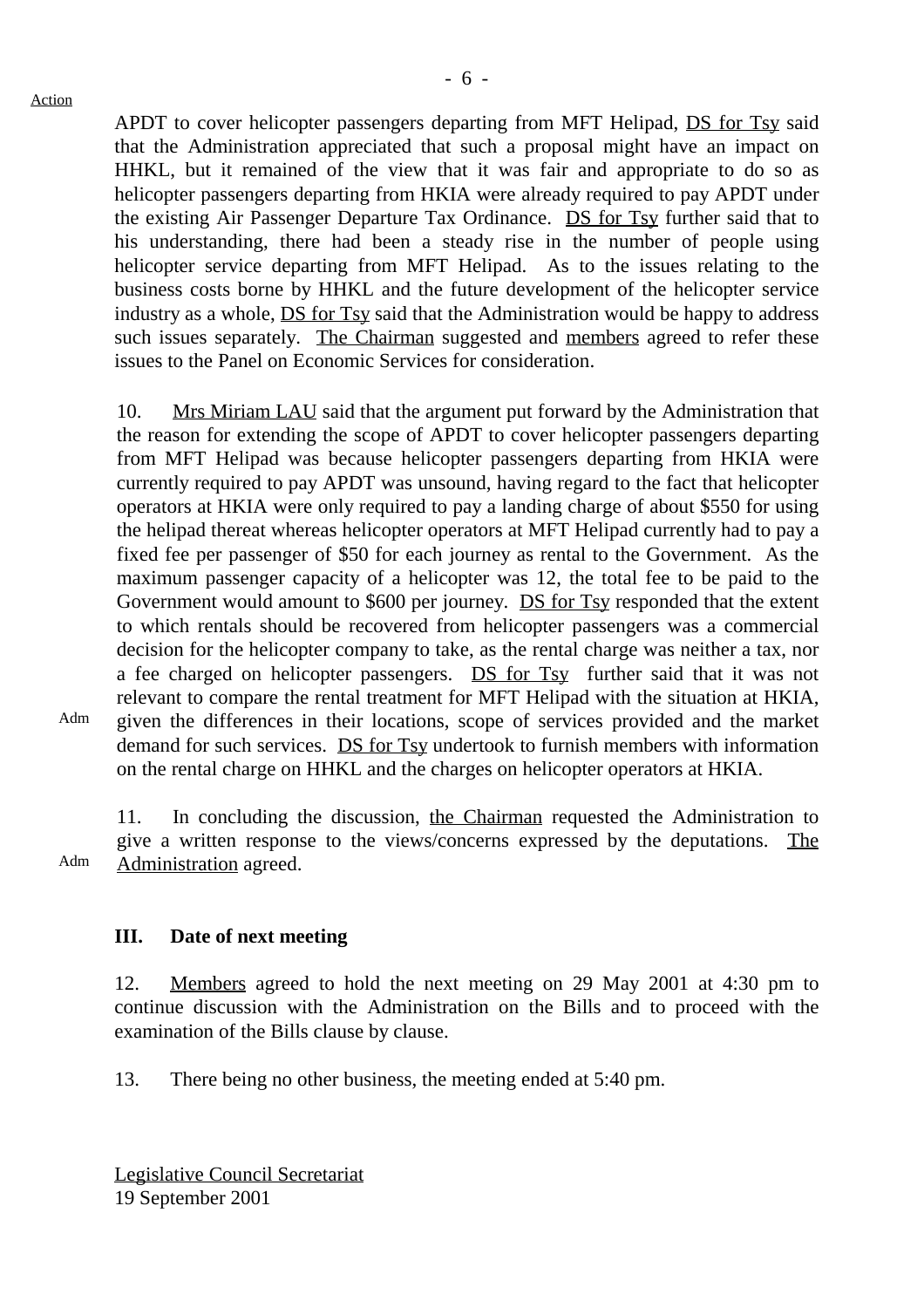Action

APDT to cover helicopter passengers departing from MFT Helipad, DS for Tsy said that the Administration appreciated that such a proposal might have an impact on HHKL, but it remained of the view that it was fair and appropriate to do so as helicopter passengers departing from HKIA were already required to pay APDT under the existing Air Passenger Departure Tax Ordinance. DS for Tsy further said that to his understanding, there had been a steady rise in the number of people using helicopter service departing from MFT Helipad. As to the issues relating to the business costs borne by HHKL and the future development of the helicopter service industry as a whole, DS for Tsy said that the Administration would be happy to address such issues separately. The Chairman suggested and members agreed to refer these issues to the Panel on Economic Services for consideration.

10. Mrs Miriam LAU said that the argument put forward by the Administration that the reason for extending the scope of APDT to cover helicopter passengers departing from MFT Helipad was because helicopter passengers departing from HKIA were currently required to pay APDT was unsound, having regard to the fact that helicopter operators at HKIA were only required to pay a landing charge of about $550 for using the helipad thereat whereas helicopter operators at MFT Helipad currently had to pay a fixed fee per passenger of $50 for each journey as rental to the Government. As the maximum passenger capacity of a helicopter was 12, the total fee to be paid to the Government would amount to $600 per journey. DS for Tsy responded that the extent to which rentals should be recovered from helicopter passengers was a commercial decision for the helicopter company to take, as the rental charge was neither a tax, nor a fee charged on helicopter passengers. DS for Tsy further said that it was not relevant to compare the rental treatment for MFT Helipad with the situation at HKIA, given the differences in their locations, scope of services provided and the market demand for such services. DS for Tsy undertook to furnish members with information on the rental charge on HHKL and the charges on helicopter operators at HKIA. — Adm

11. In concluding the discussion, the Chairman requested the Administration to give a written response to the views/concerns expressed by the deputations. The Administration agreed. — Adm

## III. Date of next meeting

12. Members agreed to hold the next meeting on 29 May 2001 at 4:30 pm to continue discussion with the Administration on the Bills and to proceed with the examination of the Bills clause by clause.

13. There being no other business, the meeting ended at 5:40 pm.

Legislative Council Secretariat
19 September 2001